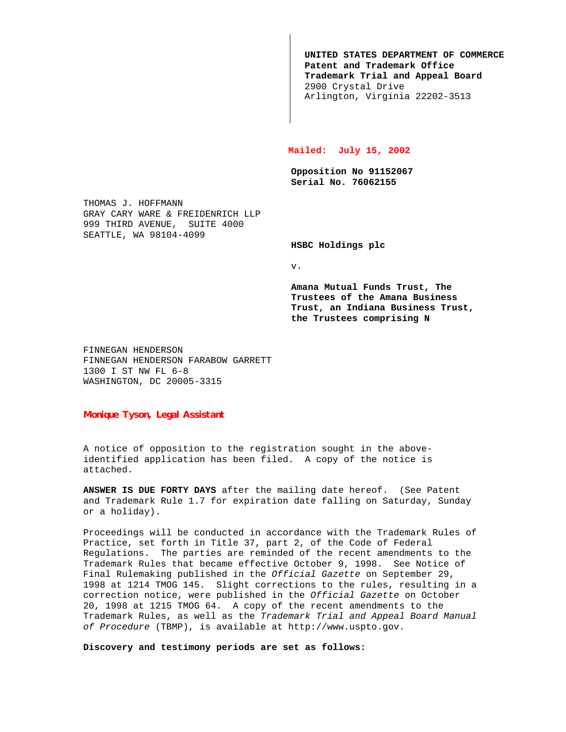**UNITED STATES DEPARTMENT OF COMMERCE**
**Patent and Trademark Office**
**Trademark Trial and Appeal Board**
2900 Crystal Drive
Arlington, Virginia 22202-3513

**Mailed: July 15, 2002**

**Opposition No 91152067**
**Serial No. 76062155**

THOMAS J. HOFFMANN
GRAY CARY WARE & FREIDENRICH LLP
999 THIRD AVENUE, SUITE 4000
SEATTLE, WA 98104-4099

**HSBC Holdings plc**

v.

**Amana Mutual Funds Trust, The Trustees of the Amana Business Trust, an Indiana Business Trust, the Trustees comprising N**

FINNEGAN HENDERSON
FINNEGAN HENDERSON FARABOW GARRETT
1300 I ST NW FL 6-8
WASHINGTON, DC 20005-3315

**Monique Tyson, Legal Assistant**

A notice of opposition to the registration sought in the above-identified application has been filed. A copy of the notice is attached.

**ANSWER IS DUE FORTY DAYS** after the mailing date hereof. (See Patent and Trademark Rule 1.7 for expiration date falling on Saturday, Sunday or a holiday).

Proceedings will be conducted in accordance with the Trademark Rules of Practice, set forth in Title 37, part 2, of the Code of Federal Regulations. The parties are reminded of the recent amendments to the Trademark Rules that became effective October 9, 1998. See Notice of Final Rulemaking published in the *Official Gazette* on September 29, 1998 at 1214 TMOG 145. Slight corrections to the rules, resulting in a correction notice, were published in the *Official Gazette* on October 20, 1998 at 1215 TMOG 64. A copy of the recent amendments to the Trademark Rules, as well as the *Trademark Trial and Appeal Board Manual of Procedure* (TBMP), is available at http://www.uspto.gov.

**Discovery and testimony periods are set as follows:**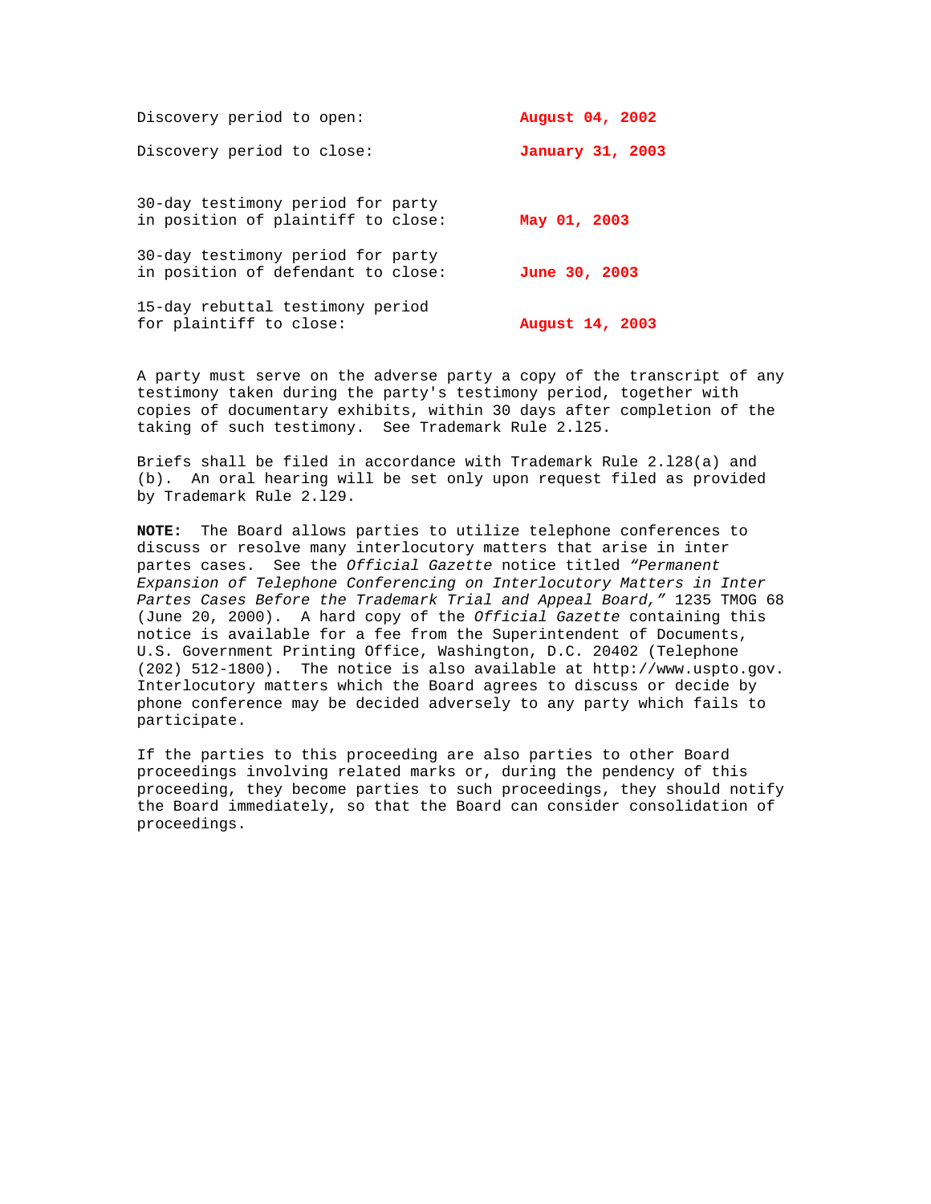| | |
|---|---|
| Discovery period to open: | **August 04, 2002** |
| Discovery period to close: | **January 31, 2003** |
| 30-day testimony period for party in position of plaintiff to close: | **May 01, 2003** |
| 30-day testimony period for party in position of defendant to close: | **June 30, 2003** |
| 15-day rebuttal testimony period for plaintiff to close: | **August 14, 2003** |

A party must serve on the adverse party a copy of the transcript of any testimony taken during the party's testimony period, together with copies of documentary exhibits, within 30 days after completion of the taking of such testimony. See Trademark Rule 2.125.

Briefs shall be filed in accordance with Trademark Rule 2.128(a) and (b). An oral hearing will be set only upon request filed as provided by Trademark Rule 2.129.

**NOTE:** The Board allows parties to utilize telephone conferences to discuss or resolve many interlocutory matters that arise in inter partes cases. See the *Official Gazette* notice titled *"Permanent Expansion of Telephone Conferencing on Interlocutory Matters in Inter Partes Cases Before the Trademark Trial and Appeal Board,"* 1235 TMOG 68 (June 20, 2000). A hard copy of the *Official Gazette* containing this notice is available for a fee from the Superintendent of Documents, U.S. Government Printing Office, Washington, D.C. 20402 (Telephone (202) 512-1800). The notice is also available at http://www.uspto.gov. Interlocutory matters which the Board agrees to discuss or decide by phone conference may be decided adversely to any party which fails to participate.

If the parties to this proceeding are also parties to other Board proceedings involving related marks or, during the pendency of this proceeding, they become parties to such proceedings, they should notify the Board immediately, so that the Board can consider consolidation of proceedings.